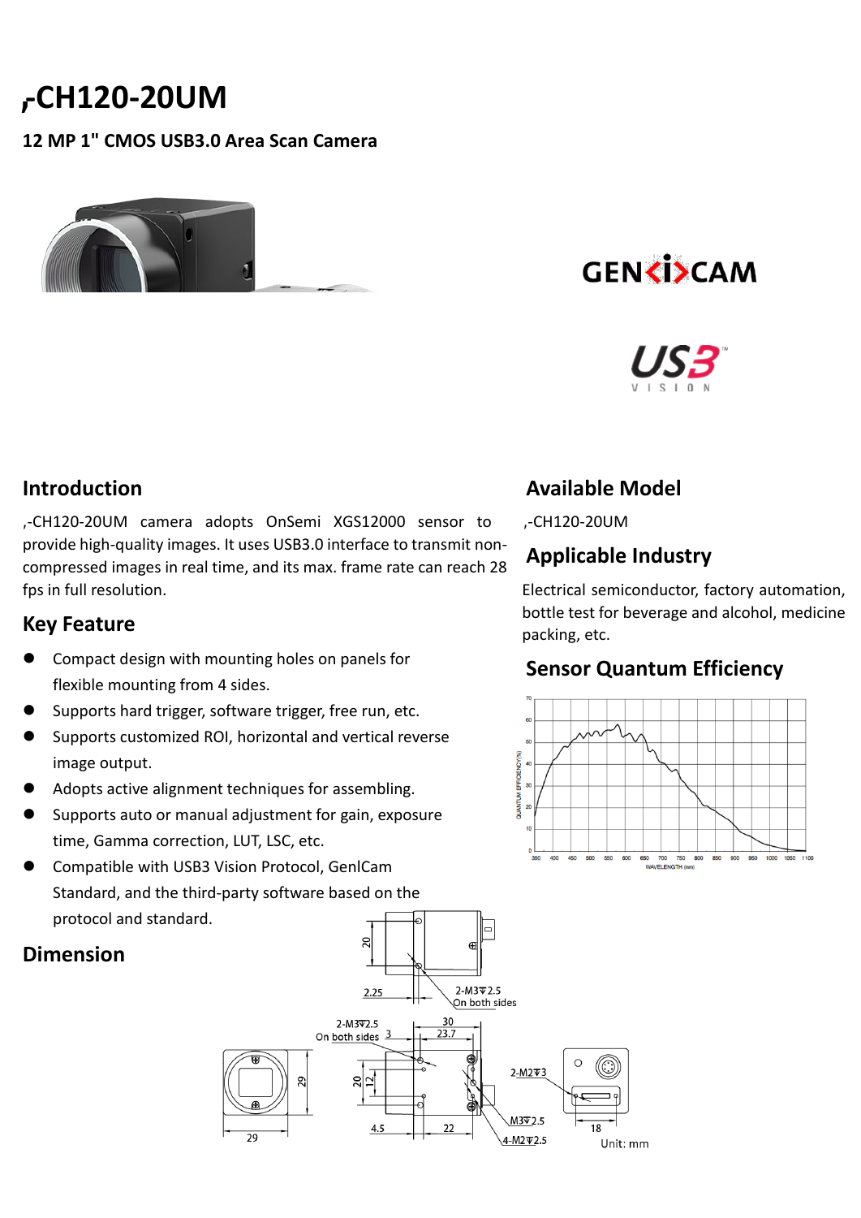# ,-CH120-20UM

**12 MP 1" CMOS USB3.0 Area Scan Camera**

## Introduction

,-CH120-20UM camera adopts OnSemi XGS12000 sensor to provide high-quality images. It uses USB3.0 interface to transmit non-compressed images in real time, and its max. frame rate can reach 28 fps in full resolution.

## Key Feature

- Compact design with mounting holes on panels for flexible mounting from 4 sides.
- Supports hard trigger, software trigger, free run, etc.
- Supports customized ROI, horizontal and vertical reverse image output.
- Adopts active alignment techniques for assembling.
- Supports auto or manual adjustment for gain, exposure time, Gamma correction, LUT, LSC, etc.
- Compatible with USB3 Vision Protocol, GenICam Standard, and the third-party software based on the protocol and standard.

## Dimension

Unit: mm

## Available Model

,-CH120-20UM

## Applicable Industry

Electrical semiconductor, factory automation, bottle test for beverage and alcohol, medicine packing, etc.

## Sensor Quantum Efficiency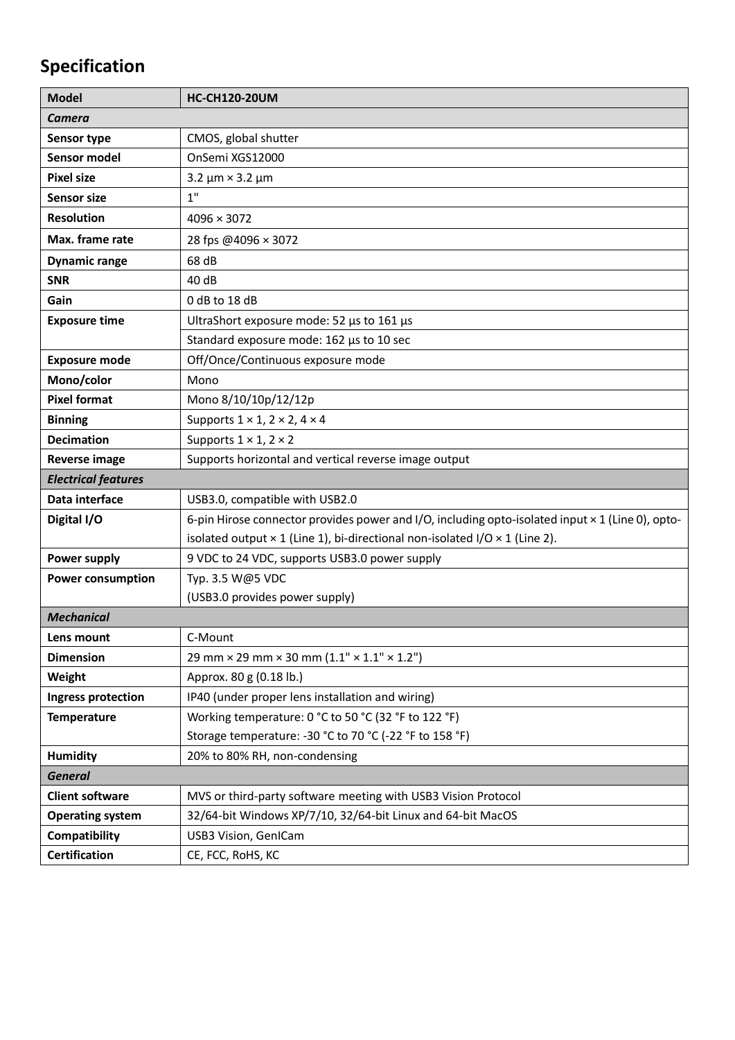## Specification

| Model | HC-CH120-20UM |
| --- | --- |
| ***Camera*** | |
| **Sensor type** | CMOS, global shutter |
| **Sensor model** | OnSemi XGS12000 |
| **Pixel size** | 3.2 µm × 3.2 µm |
| **Sensor size** | 1" |
| **Resolution** | 4096 × 3072 |
| **Max. frame rate** | 28 fps @4096 × 3072 |
| **Dynamic range** | 68 dB |
| **SNR** | 40 dB |
| **Gain** | 0 dB to 18 dB |
| **Exposure time** | UltraShort exposure mode: 52 µs to 161 µs |
| | Standard exposure mode: 162 µs to 10 sec |
| **Exposure mode** | Off/Once/Continuous exposure mode |
| **Mono/color** | Mono |
| **Pixel format** | Mono 8/10/10p/12/12p |
| **Binning** | Supports 1 × 1, 2 × 2, 4 × 4 |
| **Decimation** | Supports 1 × 1, 2 × 2 |
| **Reverse image** | Supports horizontal and vertical reverse image output |
| ***Electrical features*** | |
| **Data interface** | USB3.0, compatible with USB2.0 |
| **Digital I/O** | 6-pin Hirose connector provides power and I/O, including opto-isolated input × 1 (Line 0), opto-isolated output × 1 (Line 1), bi-directional non-isolated I/O × 1 (Line 2). |
| **Power supply** | 9 VDC to 24 VDC, supports USB3.0 power supply |
| **Power consumption** | Typ. 3.5 W@5 VDC (USB3.0 provides power supply) |
| ***Mechanical*** | |
| **Lens mount** | C-Mount |
| **Dimension** | 29 mm × 29 mm × 30 mm (1.1" × 1.1" × 1.2") |
| **Weight** | Approx. 80 g (0.18 lb.) |
| **Ingress protection** | IP40 (under proper lens installation and wiring) |
| **Temperature** | Working temperature: 0 °C to 50 °C (32 °F to 122 °F) Storage temperature: -30 °C to 70 °C (-22 °F to 158 °F) |
| **Humidity** | 20% to 80% RH, non-condensing |
| ***General*** | |
| **Client software** | MVS or third-party software meeting with USB3 Vision Protocol |
| **Operating system** | 32/64-bit Windows XP/7/10, 32/64-bit Linux and 64-bit MacOS |
| **Compatibility** | USB3 Vision, GenICam |
| **Certification** | CE, FCC, RoHS, KC |